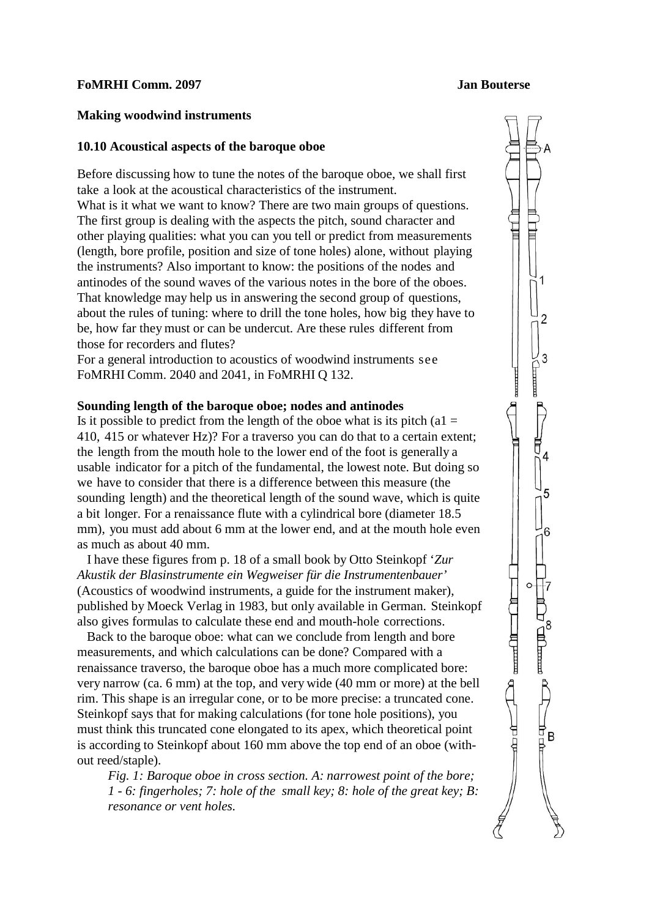**FoMRHI Comm. 2097** **Jan Bouterse**

**Making woodwind instruments**

### 10.10 Acoustical aspects of the baroque oboe

Before discussing how to tune the notes of the baroque oboe, we shall first take a look at the acoustical characteristics of the instrument.
What is it what we want to know? There are two main groups of questions. The first group is dealing with the aspects the pitch, sound character and other playing qualities: what you can you tell or predict from measurements (length, bore profile, position and size of tone holes) alone, without playing the instruments? Also important to know: the positions of the nodes and antinodes of the sound waves of the various notes in the bore of the oboes. That knowledge may help us in answering the second group of questions, about the rules of tuning: where to drill the tone holes, how big they have to be, how far they must or can be undercut. Are these rules different from those for recorders and flutes?
For a general introduction to acoustics of woodwind instruments see FoMRHI Comm. 2040 and 2041, in FoMRHI Q 132.

**Sounding length of the baroque oboe; nodes and antinodes**

Is it possible to predict from the length of the oboe what is its pitch (a1 = 410, 415 or whatever Hz)? For a traverso you can do that to a certain extent; the length from the mouth hole to the lower end of the foot is generally a usable indicator for a pitch of the fundamental, the lowest note. But doing so we have to consider that there is a difference between this measure (the sounding length) and the theoretical length of the sound wave, which is quite a bit longer. For a renaissance flute with a cylindrical bore (diameter 18.5 mm), you must add about 6 mm at the lower end, and at the mouth hole even as much as about 40 mm.

I have these figures from p. 18 of a small book by Otto Steinkopf '*Zur Akustik der Blasinstrumente ein Wegweiser für die Instrumentenbauer'* (Acoustics of woodwind instruments, a guide for the instrument maker), published by Moeck Verlag in 1983, but only available in German. Steinkopf also gives formulas to calculate these end and mouth-hole corrections.

Back to the baroque oboe: what can we conclude from length and bore measurements, and which calculations can be done? Compared with a renaissance traverso, the baroque oboe has a much more complicated bore: very narrow (ca. 6 mm) at the top, and very wide (40 mm or more) at the bell rim. This shape is an irregular cone, or to be more precise: a truncated cone. Steinkopf says that for making calculations (for tone hole positions), you must think this truncated cone elongated to its apex, which theoretical point is according to Steinkopf about 160 mm above the top end of an oboe (without reed/staple).

*Fig. 1: Baroque oboe in cross section. A: narrowest point of the bore; 1 - 6: fingerholes; 7: hole of the small key; 8: hole of the great key; B: resonance or vent holes.*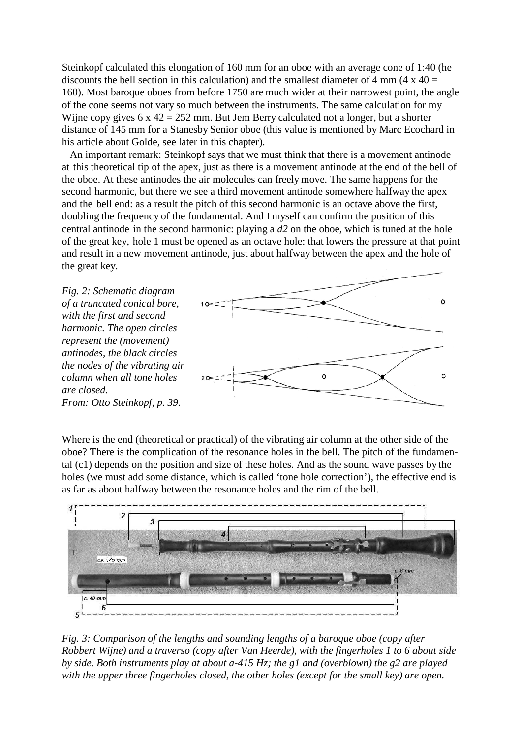Steinkopf calculated this elongation of 160 mm for an oboe with an average cone of 1:40 (he discounts the bell section in this calculation) and the smallest diameter of 4 mm (4 x 40 = 160). Most baroque oboes from before 1750 are much wider at their narrowest point, the angle of the cone seems not vary so much between the instruments. The same calculation for my Wijne copy gives 6 x 42 = 252 mm. But Jem Berry calculated not a longer, but a shorter distance of 145 mm for a Stanesby Senior oboe (this value is mentioned by Marc Ecochard in his article about Golde, see later in this chapter).

An important remark: Steinkopf says that we must think that there is a movement antinode at this theoretical tip of the apex, just as there is a movement antinode at the end of the bell of the oboe. At these antinodes the air molecules can freely move. The same happens for the second harmonic, but there we see a third movement antinode somewhere halfway the apex and the bell end: as a result the pitch of this second harmonic is an octave above the first, doubling the frequency of the fundamental. And I myself can confirm the position of this central antinode in the second harmonic: playing a *d2* on the oboe, which is tuned at the hole of the great key, hole 1 must be opened as an octave hole: that lowers the pressure at that point and result in a new movement antinode, just about halfway between the apex and the hole of the great key.

*Fig. 2: Schematic diagram of a truncated conical bore, with the first and second harmonic. The open circles represent the (movement) antinodes, the black circles the nodes of the vibrating air column when all tone holes are closed.*
*From: Otto Steinkopf, p. 39.*

Where is the end (theoretical or practical) of the vibrating air column at the other side of the oboe? There is the complication of the resonance holes in the bell. The pitch of the fundamental (c1) depends on the position and size of these holes. And as the sound wave passes by the holes (we must add some distance, which is called 'tone hole correction'), the effective end is as far as about halfway between the resonance holes and the rim of the bell.

*Fig. 3: Comparison of the lengths and sounding lengths of a baroque oboe (copy after Robbert Wijne) and a traverso (copy after Van Heerde), with the fingerholes 1 to 6 about side by side. Both instruments play at about a-415 Hz; the g1 and (overblown) the g2 are played with the upper three fingerholes closed, the other holes (except for the small key) are open.*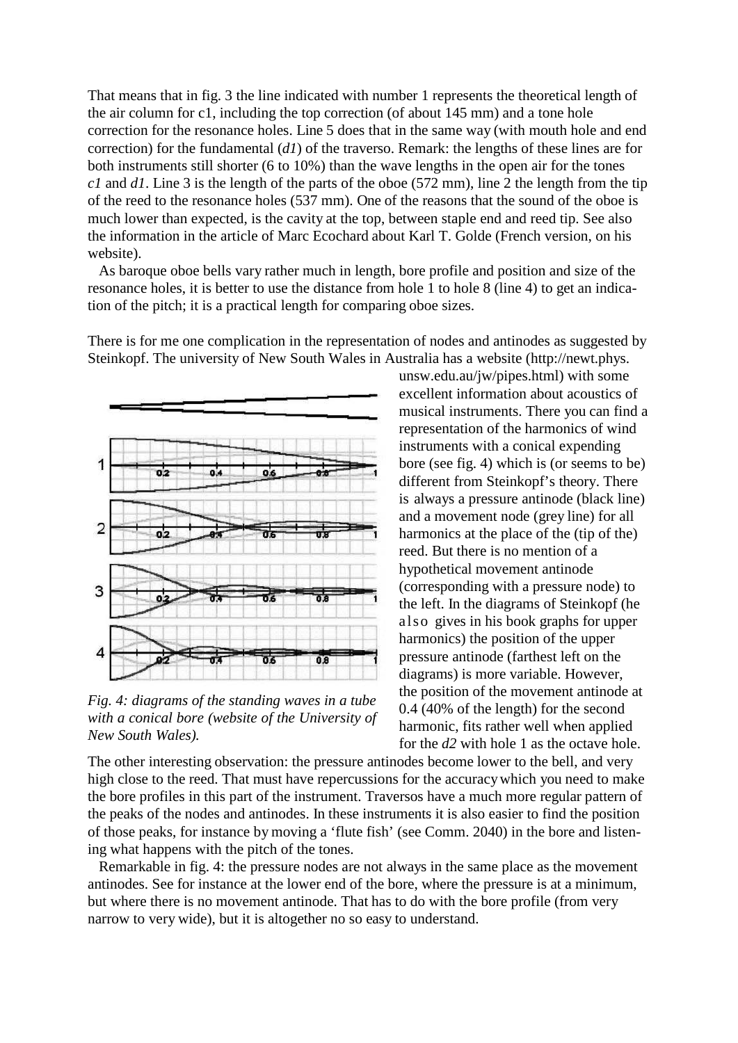That means that in fig. 3 the line indicated with number 1 represents the theoretical length of the air column for c1, including the top correction (of about 145 mm) and a tone hole correction for the resonance holes. Line 5 does that in the same way (with mouth hole and end correction) for the fundamental (*d1*) of the traverso. Remark: the lengths of these lines are for both instruments still shorter (6 to 10%) than the wave lengths in the open air for the tones *c1* and *d1*. Line 3 is the length of the parts of the oboe (572 mm), line 2 the length from the tip of the reed to the resonance holes (537 mm). One of the reasons that the sound of the oboe is much lower than expected, is the cavity at the top, between staple end and reed tip. See also the information in the article of Marc Ecochard about Karl T. Golde (French version, on his website).

As baroque oboe bells vary rather much in length, bore profile and position and size of the resonance holes, it is better to use the distance from hole 1 to hole 8 (line 4) to get an indication of the pitch; it is a practical length for comparing oboe sizes.

There is for me one complication in the representation of nodes and antinodes as suggested by Steinkopf. The university of New South Wales in Australia has a website (http://newt.phys.unsw.edu.au/jw/pipes.html) with some excellent information about acoustics of musical instruments. There you can find a representation of the harmonics of wind instruments with a conical expending bore (see fig. 4) which is (or seems to be) different from Steinkopf's theory. There is always a pressure antinode (black line) and a movement node (grey line) for all harmonics at the place of the (tip of the) reed. But there is no mention of a hypothetical movement antinode (corresponding with a pressure node) to the left. In the diagrams of Steinkopf (he also gives in his book graphs for upper harmonics) the position of the upper pressure antinode (farthest left on the diagrams) is more variable. However, the position of the movement antinode at 0.4 (40% of the length) for the second harmonic, fits rather well when applied for the *d2* with hole 1 as the octave hole.

*Fig. 4: diagrams of the standing waves in a tube with a conical bore (website of the University of New South Wales).*

The other interesting observation: the pressure antinodes become lower to the bell, and very high close to the reed. That must have repercussions for the accuracy which you need to make the bore profiles in this part of the instrument. Traversos have a much more regular pattern of the peaks of the nodes and antinodes. In these instruments it is also easier to find the position of those peaks, for instance by moving a 'flute fish' (see Comm. 2040) in the bore and listening what happens with the pitch of the tones.

Remarkable in fig. 4: the pressure nodes are not always in the same place as the movement antinodes. See for instance at the lower end of the bore, where the pressure is at a minimum, but where there is no movement antinode. That has to do with the bore profile (from very narrow to very wide), but it is altogether no so easy to understand.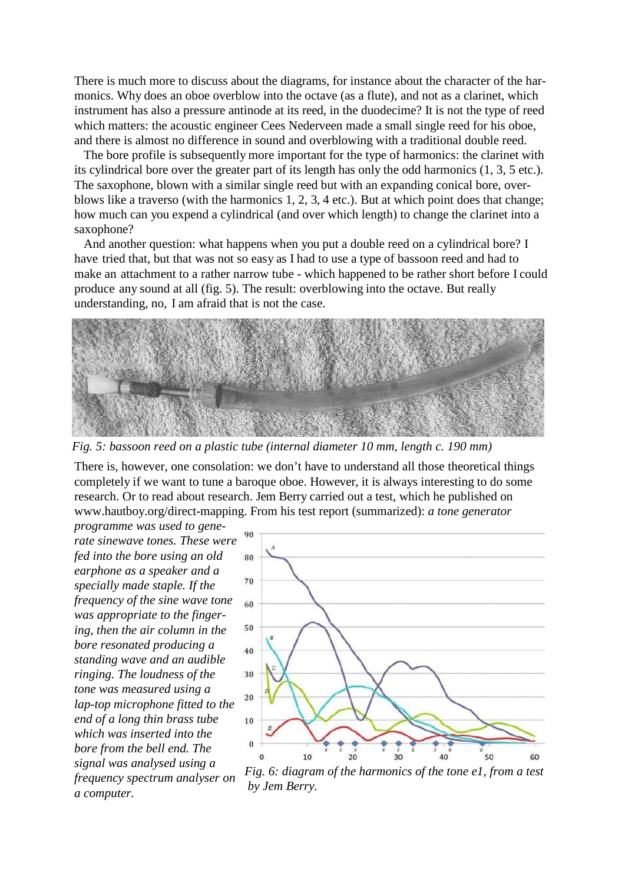There is much more to discuss about the diagrams, for instance about the character of the harmonics. Why does an oboe overblow into the octave (as a flute), and not as a clarinet, which instrument has also a pressure antinode at its reed, in the duodecime? It is not the type of reed which matters: the acoustic engineer Cees Nederveen made a small single reed for his oboe, and there is almost no difference in sound and overblowing with a traditional double reed.

The bore profile is subsequently more important for the type of harmonics: the clarinet with its cylindrical bore over the greater part of its length has only the odd harmonics (1, 3, 5 etc.). The saxophone, blown with a similar single reed but with an expanding conical bore, overblows like a traverso (with the harmonics 1, 2, 3, 4 etc.). But at which point does that change; how much can you expend a cylindrical (and over which length) to change the clarinet into a saxophone?

And another question: what happens when you put a double reed on a cylindrical bore? I have tried that, but that was not so easy as I had to use a type of bassoon reed and had to make an attachment to a rather narrow tube - which happened to be rather short before I could produce any sound at all (fig. 5). The result: overblowing into the octave. But really understanding, no, I am afraid that is not the case.

*Fig. 5: bassoon reed on a plastic tube (internal diameter 10 mm, length c. 190 mm)*

There is, however, one consolation: we don't have to understand all those theoretical things completely if we want to tune a baroque oboe. However, it is always interesting to do some research. Or to read about research. Jem Berry carried out a test, which he published on www.hautboy.org/direct-mapping. From his test report (summarized): *a tone generator programme was used to generate sinewave tones. These were fed into the bore using an old earphone as a speaker and a specially made staple. If the frequency of the sine wave tone was appropriate to the fingering, then the air column in the bore resonated producing a standing wave and an audible ringing. The loudness of the tone was measured using a lap-top microphone fitted to the end of a long thin brass tube which was inserted into the bore from the bell end. The signal was analysed using a frequency spectrum analyser on a computer.*

*Fig. 6: diagram of the harmonics of the tone e1, from a test by Jem Berry.*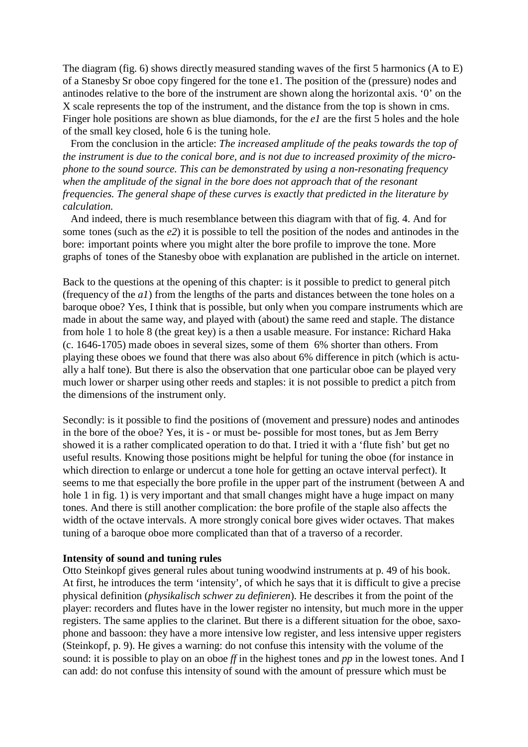The diagram (fig. 6) shows directly measured standing waves of the first 5 harmonics (A to E) of a Stanesby Sr oboe copy fingered for the tone e1. The position of the (pressure) nodes and antinodes relative to the bore of the instrument are shown along the horizontal axis. '0' on the X scale represents the top of the instrument, and the distance from the top is shown in cms. Finger hole positions are shown as blue diamonds, for the *e1* are the first 5 holes and the hole of the small key closed, hole 6 is the tuning hole.

From the conclusion in the article: *The increased amplitude of the peaks towards the top of the instrument is due to the conical bore, and is not due to increased proximity of the microphone to the sound source. This can be demonstrated by using a non-resonating frequency when the amplitude of the signal in the bore does not approach that of the resonant frequencies. The general shape of these curves is exactly that predicted in the literature by calculation.*

And indeed, there is much resemblance between this diagram with that of fig. 4. And for some tones (such as the *e2*) it is possible to tell the position of the nodes and antinodes in the bore: important points where you might alter the bore profile to improve the tone. More graphs of tones of the Stanesby oboe with explanation are published in the article on internet.

Back to the questions at the opening of this chapter: is it possible to predict to general pitch (frequency of the *a1*) from the lengths of the parts and distances between the tone holes on a baroque oboe? Yes, I think that is possible, but only when you compare instruments which are made in about the same way, and played with (about) the same reed and staple. The distance from hole 1 to hole 8 (the great key) is a then a usable measure. For instance: Richard Haka (c. 1646-1705) made oboes in several sizes, some of them 6% shorter than others. From playing these oboes we found that there was also about 6% difference in pitch (which is actually a half tone). But there is also the observation that one particular oboe can be played very much lower or sharper using other reeds and staples: it is not possible to predict a pitch from the dimensions of the instrument only.

Secondly: is it possible to find the positions of (movement and pressure) nodes and antinodes in the bore of the oboe? Yes, it is - or must be- possible for most tones, but as Jem Berry showed it is a rather complicated operation to do that. I tried it with a 'flute fish' but get no useful results. Knowing those positions might be helpful for tuning the oboe (for instance in which direction to enlarge or undercut a tone hole for getting an octave interval perfect). It seems to me that especially the bore profile in the upper part of the instrument (between A and hole 1 in fig. 1) is very important and that small changes might have a huge impact on many tones. And there is still another complication: the bore profile of the staple also affects the width of the octave intervals. A more strongly conical bore gives wider octaves. That makes tuning of a baroque oboe more complicated than that of a traverso of a recorder.

**Intensity of sound and tuning rules**

Otto Steinkopf gives general rules about tuning woodwind instruments at p. 49 of his book. At first, he introduces the term 'intensity', of which he says that it is difficult to give a precise physical definition (*physikalisch schwer zu definieren*). He describes it from the point of the player: recorders and flutes have in the lower register no intensity, but much more in the upper registers. The same applies to the clarinet. But there is a different situation for the oboe, saxophone and bassoon: they have a more intensive low register, and less intensive upper registers (Steinkopf, p. 9). He gives a warning: do not confuse this intensity with the volume of the sound: it is possible to play on an oboe *ff* in the highest tones and *pp* in the lowest tones. And I can add: do not confuse this intensity of sound with the amount of pressure which must be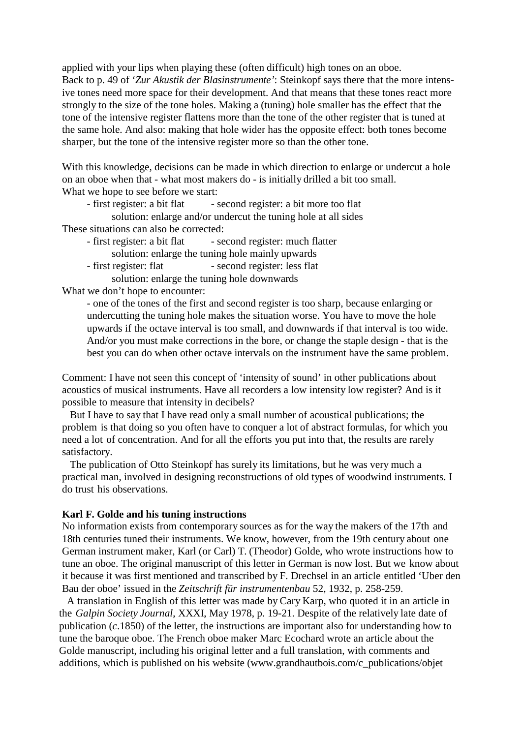applied with your lips when playing these (often difficult) high tones on an oboe.
Back to p. 49 of '*Zur Akustik der Blasinstrumente'*: Steinkopf says there that the more intensive tones need more space for their development. And that means that these tones react more strongly to the size of the tone holes. Making a (tuning) hole smaller has the effect that the tone of the intensive register flattens more than the tone of the other register that is tuned at the same hole. And also: making that hole wider has the opposite effect: both tones become sharper, but the tone of the intensive register more so than the other tone.

With this knowledge, decisions can be made in which direction to enlarge or undercut a hole on an oboe when that - what most makers do - is initially drilled a bit too small.
What we hope to see before we start:

- first register: a bit flat - second register: a bit more too flat
  solution: enlarge and/or undercut the tuning hole at all sides

These situations can also be corrected:

- first register: a bit flat - second register: much flatter
  solution: enlarge the tuning hole mainly upwards
- first register: flat - second register: less flat
  solution: enlarge the tuning hole downwards

What we don't hope to encounter:

- one of the tones of the first and second register is too sharp, because enlarging or undercutting the tuning hole makes the situation worse. You have to move the hole upwards if the octave interval is too small, and downwards if that interval is too wide. And/or you must make corrections in the bore, or change the staple design - that is the best you can do when other octave intervals on the instrument have the same problem.

Comment: I have not seen this concept of 'intensity of sound' in other publications about acoustics of musical instruments. Have all recorders a low intensity low register? And is it possible to measure that intensity in decibels?

But I have to say that I have read only a small number of acoustical publications; the problem is that doing so you often have to conquer a lot of abstract formulas, for which you need a lot of concentration. And for all the efforts you put into that, the results are rarely satisfactory.

The publication of Otto Steinkopf has surely its limitations, but he was very much a practical man, involved in designing reconstructions of old types of woodwind instruments. I do trust his observations.

**Karl F. Golde and his tuning instructions**

No information exists from contemporary sources as for the way the makers of the 17th and 18th centuries tuned their instruments. We know, however, from the 19th century about one German instrument maker, Karl (or Carl) T. (Theodor) Golde, who wrote instructions how to tune an oboe. The original manuscript of this letter in German is now lost. But we know about it because it was first mentioned and transcribed by F. Drechsel in an article entitled 'Uber den Bau der oboe' issued in the *Zeitschrift für instrumentenbau* 52, 1932, p. 258-259.

A translation in English of this letter was made by Cary Karp, who quoted it in an article in the *Galpin Society Journal*, XXXI, May 1978, p. 19-21. Despite of the relatively late date of publication (*c*.1850) of the letter, the instructions are important also for understanding how to tune the baroque oboe. The French oboe maker Marc Ecochard wrote an article about the Golde manuscript, including his original letter and a full translation, with comments and additions, which is published on his website (www.grandhautbois.com/c_publications/objet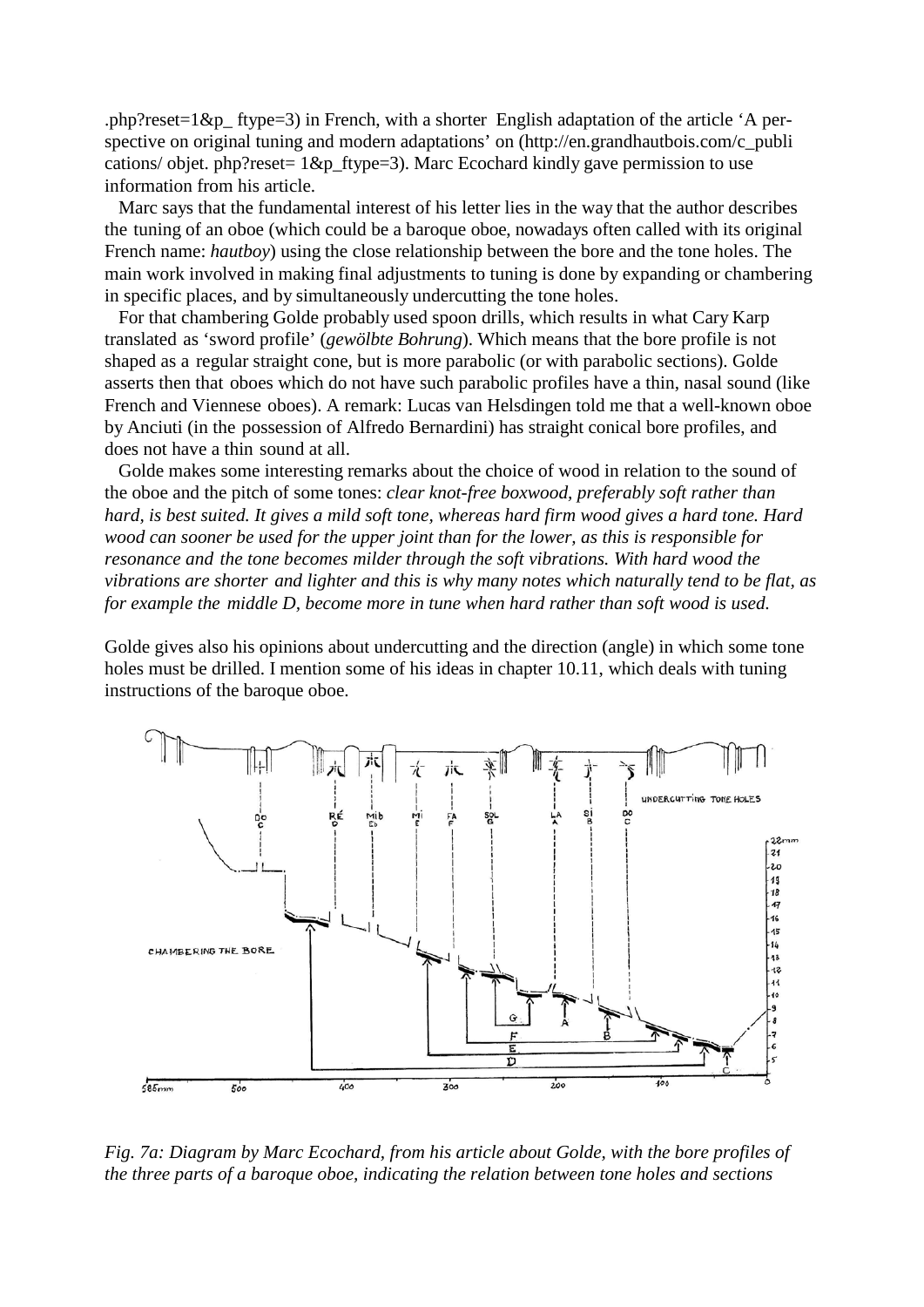.php?reset=1&p_ ftype=3) in French, with a shorter English adaptation of the article 'A perspective on original tuning and modern adaptations' on (http://en.grandhautbois.com/c_publi cations/ objet. php?reset= 1&p_ftype=3). Marc Ecochard kindly gave permission to use information from his article.

Marc says that the fundamental interest of his letter lies in the way that the author describes the tuning of an oboe (which could be a baroque oboe, nowadays often called with its original French name: *hautboy*) using the close relationship between the bore and the tone holes. The main work involved in making final adjustments to tuning is done by expanding or chambering in specific places, and by simultaneously undercutting the tone holes.

For that chambering Golde probably used spoon drills, which results in what Cary Karp translated as 'sword profile' (*gewölbte Bohrung*). Which means that the bore profile is not shaped as a regular straight cone, but is more parabolic (or with parabolic sections). Golde asserts then that oboes which do not have such parabolic profiles have a thin, nasal sound (like French and Viennese oboes). A remark: Lucas van Helsdingen told me that a well-known oboe by Anciuti (in the possession of Alfredo Bernardini) has straight conical bore profiles, and does not have a thin sound at all.

Golde makes some interesting remarks about the choice of wood in relation to the sound of the oboe and the pitch of some tones: *clear knot-free boxwood, preferably soft rather than hard, is best suited. It gives a mild soft tone, whereas hard firm wood gives a hard tone. Hard wood can sooner be used for the upper joint than for the lower, as this is responsible for resonance and the tone becomes milder through the soft vibrations. With hard wood the vibrations are shorter and lighter and this is why many notes which naturally tend to be flat, as for example the middle D, become more in tune when hard rather than soft wood is used.*

Golde gives also his opinions about undercutting and the direction (angle) in which some tone holes must be drilled. I mention some of his ideas in chapter 10.11, which deals with tuning instructions of the baroque oboe.

*Fig. 7a: Diagram by Marc Ecochard, from his article about Golde, with the bore profiles of the three parts of a baroque oboe, indicating the relation between tone holes and sections*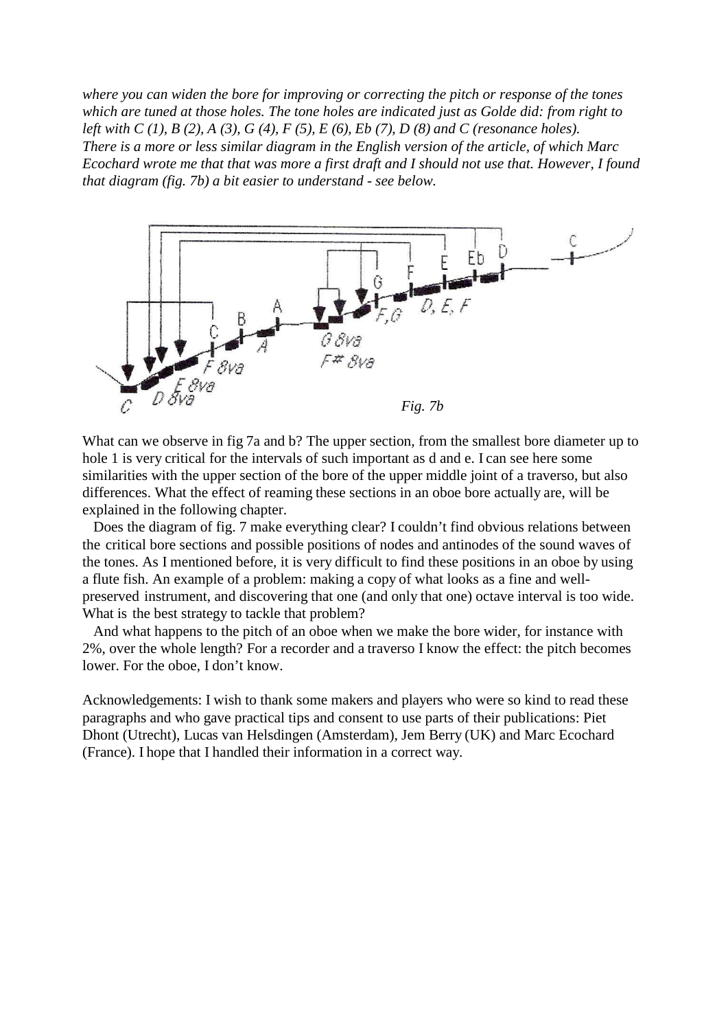*where you can widen the bore for improving or correcting the pitch or response of the tones which are tuned at those holes. The tone holes are indicated just as Golde did: from right to left with C (1), B (2), A (3), G (4), F (5), E (6), Eb (7), D (8) and C (resonance holes). There is a more or less similar diagram in the English version of the article, of which Marc Ecochard wrote me that that was more a first draft and I should not use that. However, I found that diagram (fig. 7b) a bit easier to understand - see below.*

C
D
Eb
E
F
G
A
B
C
D, E, F
F, G
G 8va
F# 8va
A
F 8va
E 8va
D 8va
C

*Fig. 7b*

What can we observe in fig 7a and b? The upper section, from the smallest bore diameter up to hole 1 is very critical for the intervals of such important as d and e. I can see here some similarities with the upper section of the bore of the upper middle joint of a traverso, but also differences. What the effect of reaming these sections in an oboe bore actually are, will be explained in the following chapter.

Does the diagram of fig. 7 make everything clear? I couldn't find obvious relations between the critical bore sections and possible positions of nodes and antinodes of the sound waves of the tones. As I mentioned before, it is very difficult to find these positions in an oboe by using a flute fish. An example of a problem: making a copy of what looks as a fine and well-preserved instrument, and discovering that one (and only that one) octave interval is too wide. What is the best strategy to tackle that problem?

And what happens to the pitch of an oboe when we make the bore wider, for instance with 2%, over the whole length? For a recorder and a traverso I know the effect: the pitch becomes lower. For the oboe, I don't know.

Acknowledgements: I wish to thank some makers and players who were so kind to read these paragraphs and who gave practical tips and consent to use parts of their publications: Piet Dhont (Utrecht), Lucas van Helsdingen (Amsterdam), Jem Berry (UK) and Marc Ecochard (France). I hope that I handled their information in a correct way.